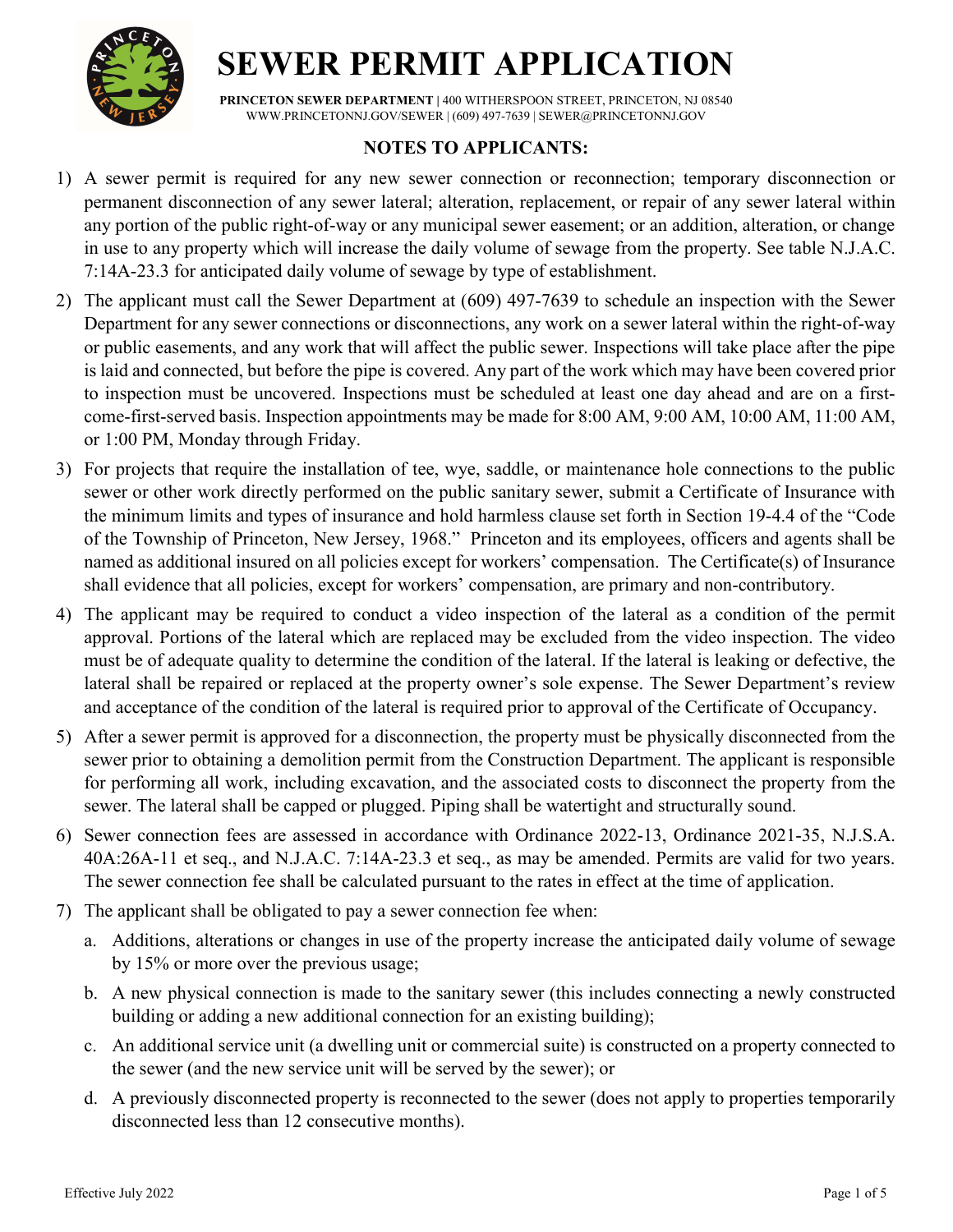# SEWER PERMIT APPLICATION

**PRINCETON SEWER DEPARTMENT** | 400 WITHERSPOON STREET, PRINCETON, NJ 08540
WWW.PRINCETONNJ.GOV/SEWER | (609) 497-7639 | SEWER@PRINCETONNJ.GOV

## NOTES TO APPLICANTS:

1) A sewer permit is required for any new sewer connection or reconnection; temporary disconnection or permanent disconnection of any sewer lateral; alteration, replacement, or repair of any sewer lateral within any portion of the public right-of-way or any municipal sewer easement; or an addition, alteration, or change in use to any property which will increase the daily volume of sewage from the property. See table N.J.A.C. 7:14A-23.3 for anticipated daily volume of sewage by type of establishment.

2) The applicant must call the Sewer Department at (609) 497-7639 to schedule an inspection with the Sewer Department for any sewer connections or disconnections, any work on a sewer lateral within the right-of-way or public easements, and any work that will affect the public sewer. Inspections will take place after the pipe is laid and connected, but before the pipe is covered. Any part of the work which may have been covered prior to inspection must be uncovered. Inspections must be scheduled at least one day ahead and are on a first-come-first-served basis. Inspection appointments may be made for 8:00 AM, 9:00 AM, 10:00 AM, 11:00 AM, or 1:00 PM, Monday through Friday.

3) For projects that require the installation of tee, wye, saddle, or maintenance hole connections to the public sewer or other work directly performed on the public sanitary sewer, submit a Certificate of Insurance with the minimum limits and types of insurance and hold harmless clause set forth in Section 19-4.4 of the "Code of the Township of Princeton, New Jersey, 1968." Princeton and its employees, officers and agents shall be named as additional insured on all policies except for workers' compensation. The Certificate(s) of Insurance shall evidence that all policies, except for workers' compensation, are primary and non-contributory.

4) The applicant may be required to conduct a video inspection of the lateral as a condition of the permit approval. Portions of the lateral which are replaced may be excluded from the video inspection. The video must be of adequate quality to determine the condition of the lateral. If the lateral is leaking or defective, the lateral shall be repaired or replaced at the property owner's sole expense. The Sewer Department's review and acceptance of the condition of the lateral is required prior to approval of the Certificate of Occupancy.

5) After a sewer permit is approved for a disconnection, the property must be physically disconnected from the sewer prior to obtaining a demolition permit from the Construction Department. The applicant is responsible for performing all work, including excavation, and the associated costs to disconnect the property from the sewer. The lateral shall be capped or plugged. Piping shall be watertight and structurally sound.

6) Sewer connection fees are assessed in accordance with Ordinance 2022-13, Ordinance 2021-35, N.J.S.A. 40A:26A-11 et seq., and N.J.A.C. 7:14A-23.3 et seq., as may be amended. Permits are valid for two years. The sewer connection fee shall be calculated pursuant to the rates in effect at the time of application.

7) The applicant shall be obligated to pay a sewer connection fee when:

   a. Additions, alterations or changes in use of the property increase the anticipated daily volume of sewage by 15% or more over the previous usage;

   b. A new physical connection is made to the sanitary sewer (this includes connecting a newly constructed building or adding a new additional connection for an existing building);

   c. An additional service unit (a dwelling unit or commercial suite) is constructed on a property connected to the sewer (and the new service unit will be served by the sewer); or

   d. A previously disconnected property is reconnected to the sewer (does not apply to properties temporarily disconnected less than 12 consecutive months).

Effective July 2022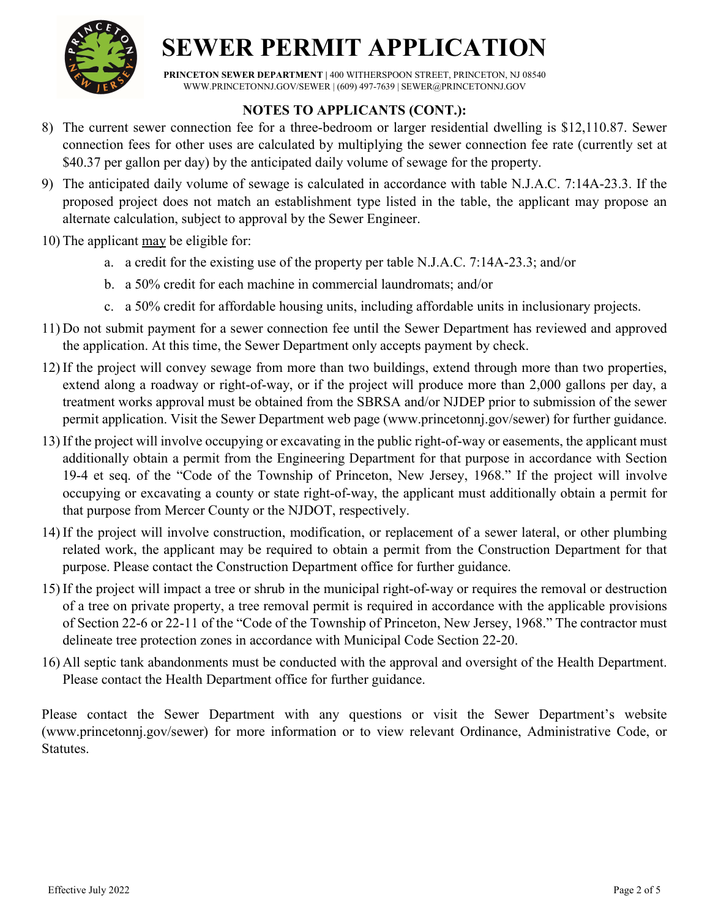# SEWER PERMIT APPLICATION

**PRINCETON SEWER DEPARTMENT** | 400 WITHERSPOON STREET, PRINCETON, NJ 08540
WWW.PRINCETONNJ.GOV/SEWER | (609) 497-7639 | SEWER@PRINCETONNJ.GOV

## NOTES TO APPLICANTS (CONT.):

8) The current sewer connection fee for a three-bedroom or larger residential dwelling is $12,110.87. Sewer connection fees for other uses are calculated by multiplying the sewer connection fee rate (currently set at $40.37 per gallon per day) by the anticipated daily volume of sewage for the property.
9) The anticipated daily volume of sewage is calculated in accordance with table N.J.A.C. 7:14A-23.3. If the proposed project does not match an establishment type listed in the table, the applicant may propose an alternate calculation, subject to approval by the Sewer Engineer.
10) The applicant <u>may</u> be eligible for:
    a. a credit for the existing use of the property per table N.J.A.C. 7:14A-23.3; and/or
    b. a 50% credit for each machine in commercial laundromats; and/or
    c. a 50% credit for affordable housing units, including affordable units in inclusionary projects.
11) Do not submit payment for a sewer connection fee until the Sewer Department has reviewed and approved the application. At this time, the Sewer Department only accepts payment by check.
12) If the project will convey sewage from more than two buildings, extend through more than two properties, extend along a roadway or right-of-way, or if the project will produce more than 2,000 gallons per day, a treatment works approval must be obtained from the SBRSA and/or NJDEP prior to submission of the sewer permit application. Visit the Sewer Department web page (www.princetonnj.gov/sewer) for further guidance.
13) If the project will involve occupying or excavating in the public right-of-way or easements, the applicant must additionally obtain a permit from the Engineering Department for that purpose in accordance with Section 19-4 et seq. of the "Code of the Township of Princeton, New Jersey, 1968." If the project will involve occupying or excavating a county or state right-of-way, the applicant must additionally obtain a permit for that purpose from Mercer County or the NJDOT, respectively.
14) If the project will involve construction, modification, or replacement of a sewer lateral, or other plumbing related work, the applicant may be required to obtain a permit from the Construction Department for that purpose. Please contact the Construction Department office for further guidance.
15) If the project will impact a tree or shrub in the municipal right-of-way or requires the removal or destruction of a tree on private property, a tree removal permit is required in accordance with the applicable provisions of Section 22-6 or 22-11 of the "Code of the Township of Princeton, New Jersey, 1968." The contractor must delineate tree protection zones in accordance with Municipal Code Section 22-20.
16) All septic tank abandonments must be conducted with the approval and oversight of the Health Department. Please contact the Health Department office for further guidance.

Please contact the Sewer Department with any questions or visit the Sewer Department's website (www.princetonnj.gov/sewer) for more information or to view relevant Ordinance, Administrative Code, or Statutes.

Effective July 2022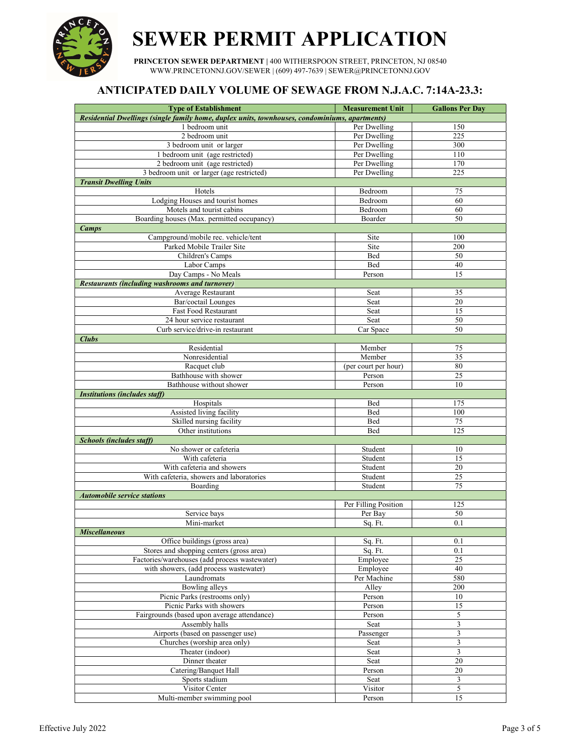# SEWER PERMIT APPLICATION

**PRINCETON SEWER DEPARTMENT** | 400 WITHERSPOON STREET, PRINCETON, NJ 08540
WWW.PRINCETONNJ.GOV/SEWER | (609) 497-7639 | SEWER@PRINCETONNJ.GOV

## ANTICIPATED DAILY VOLUME OF SEWAGE FROM N.J.A.C. 7:14A-23.3:

| Type of Establishment | Measurement Unit | Gallons Per Day |
|---|---|---|
| ***Residential Dwellings (single family home, duplex units, townhouses, condominiums, apartments)*** | | |
| 1 bedroom unit | Per Dwelling | 150 |
| 2 bedroom unit | Per Dwelling | 225 |
| 3 bedroom unit or larger | Per Dwelling | 300 |
| 1 bedroom unit (age restricted) | Per Dwelling | 110 |
| 2 bedroom unit (age restricted) | Per Dwelling | 170 |
| 3 bedroom unit or larger (age restricted) | Per Dwelling | 225 |
| ***Transit Dwelling Units*** | | |
| Hotels | Bedroom | 75 |
| Lodging Houses and tourist homes | Bedroom | 60 |
| Motels and tourist cabins | Bedroom | 60 |
| Boarding houses (Max. permitted occupancy) | Boarder | 50 |
| ***Camps*** | | |
| Campground/mobile rec. vehicle/tent | Site | 100 |
| Parked Mobile Trailer Site | Site | 200 |
| Children's Camps | Bed | 50 |
| Labor Camps | Bed | 40 |
| Day Camps - No Meals | Person | 15 |
| ***Restaurants (including washrooms and turnover)*** | | |
| Average Restaurant | Seat | 35 |
| Bar/coctail Lounges | Seat | 20 |
| Fast Food Restaurant | Seat | 15 |
| 24 hour service restaurant | Seat | 50 |
| Curb service/drive-in restaurant | Car Space | 50 |
| ***Clubs*** | | |
| Residential | Member | 75 |
| Nonresidential | Member | 35 |
| Racquet club | (per court per hour) | 80 |
| Bathhouse with shower | Person | 25 |
| Bathhouse without shower | Person | 10 |
| ***Institutions (includes staff)*** | | |
| Hospitals | Bed | 175 |
| Assisted living facility | Bed | 100 |
| Skilled nursing facility | Bed | 75 |
| Other institutions | Bed | 125 |
| ***Schools (includes staff)*** | | |
| No shower or cafeteria | Student | 10 |
| With cafeteria | Student | 15 |
| With cafeteria and showers | Student | 20 |
| With cafeteria, showers and laboratories | Student | 25 |
| Boarding | Student | 75 |
| ***Automobile service stations*** | | |
| | Per Filling Position | 125 |
| Service bays | Per Bay | 50 |
| Mini-market | Sq. Ft. | 0.1 |
| ***Miscellaneous*** | | |
| Office buildings (gross area) | Sq. Ft. | 0.1 |
| Stores and shopping centers (gross area) | Sq. Ft. | 0.1 |
| Factories/warehouses (add process wastewater) | Employee | 25 |
| with showers, (add process wastewater) | Employee | 40 |
| Laundromats | Per Machine | 580 |
| Bowling alleys | Alley | 200 |
| Picnic Parks (restrooms only) | Person | 10 |
| Picnic Parks with showers | Person | 15 |
| Fairgrounds (based upon average attendance) | Person | 5 |
| Assembly halls | Seat | 3 |
| Airports (based on passenger use) | Passenger | 3 |
| Churches (worship area only) | Seat | 3 |
| Theater (indoor) | Seat | 3 |
| Dinner theater | Seat | 20 |
| Catering/Banquet Hall | Person | 20 |
| Sports stadium | Seat | 3 |
| Visitor Center | Visitor | 5 |
| Multi-member swimming pool | Person | 15 |

Effective July 2022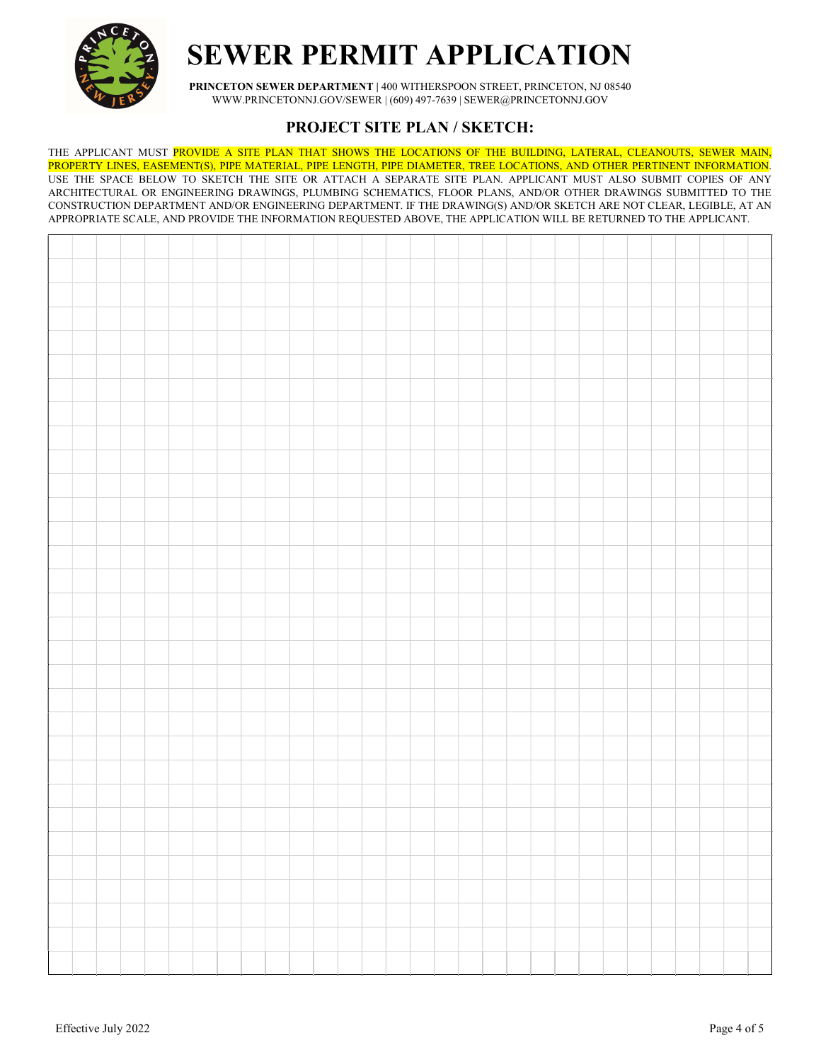# SEWER PERMIT APPLICATION

**PRINCETON SEWER DEPARTMENT |** 400 WITHERSPOON STREET, PRINCETON, NJ 08540
WWW.PRINCETONNJ.GOV/SEWER | (609) 497-7639 | SEWER@PRINCETONNJ.GOV

## PROJECT SITE PLAN / SKETCH:

THE APPLICANT MUST PROVIDE A SITE PLAN THAT SHOWS THE LOCATIONS OF THE BUILDING, LATERAL, CLEANOUTS, SEWER MAIN, PROPERTY LINES, EASEMENT(S), PIPE MATERIAL, PIPE LENGTH, PIPE DIAMETER, TREE LOCATIONS, AND OTHER PERTINENT INFORMATION. USE THE SPACE BELOW TO SKETCH THE SITE OR ATTACH A SEPARATE SITE PLAN. APPLICANT MUST ALSO SUBMIT COPIES OF ANY ARCHITECTURAL OR ENGINEERING DRAWINGS, PLUMBING SCHEMATICS, FLOOR PLANS, AND/OR OTHER DRAWINGS SUBMITTED TO THE CONSTRUCTION DEPARTMENT AND/OR ENGINEERING DEPARTMENT. IF THE DRAWING(S) AND/OR SKETCH ARE NOT CLEAR, LEGIBLE, AT AN APPROPRIATE SCALE, AND PROVIDE THE INFORMATION REQUESTED ABOVE, THE APPLICATION WILL BE RETURNED TO THE APPLICANT.

Effective July 2022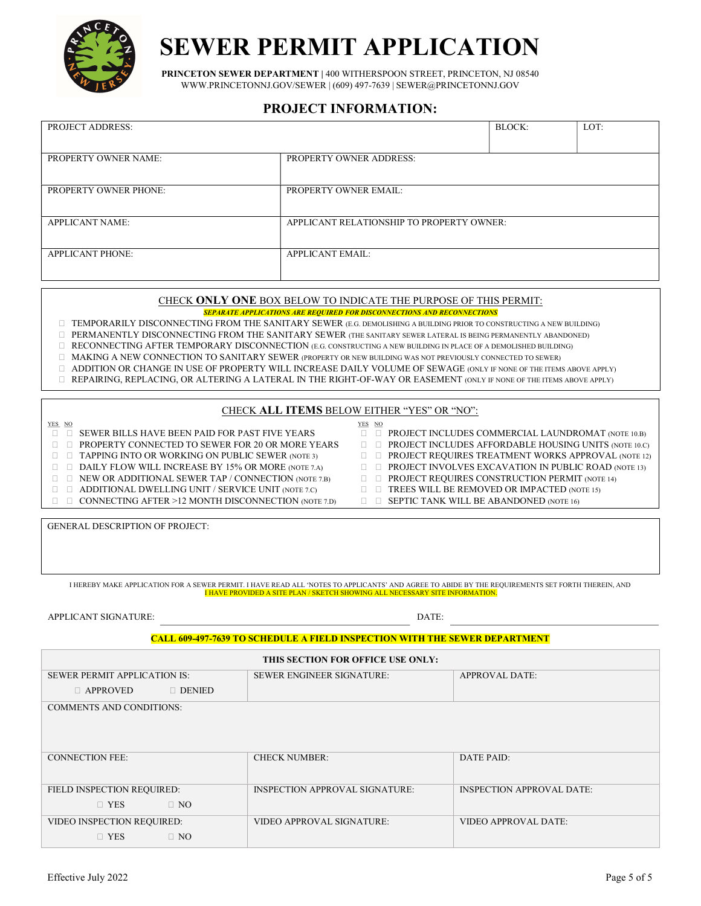# SEWER PERMIT APPLICATION

**PRINCETON SEWER DEPARTMENT** | 400 WITHERSPOON STREET, PRINCETON, NJ 08540
WWW.PRINCETONNJ.GOV/SEWER | (609) 497-7639 | SEWER@PRINCETONNJ.GOV

## PROJECT INFORMATION:

| | | | |
|---|---|---|---|
| PROJECT ADDRESS: | | BLOCK: | LOT: |
| PROPERTY OWNER NAME: | PROPERTY OWNER ADDRESS: | | |
| PROPERTY OWNER PHONE: | PROPERTY OWNER EMAIL: | | |
| APPLICANT NAME: | APPLICANT RELATIONSHIP TO PROPERTY OWNER: | | |
| APPLICANT PHONE: | APPLICANT EMAIL: | | |

CHECK **ONLY ONE** BOX BELOW TO INDICATE THE PURPOSE OF THIS PERMIT:

***SEPARATE APPLICATIONS ARE REQUIRED FOR DISCONNECTIONS AND RECONNECTIONS***

- ☐ TEMPORARILY DISCONNECTING FROM THE SANITARY SEWER (E.G. DEMOLISHING A BUILDING PRIOR TO CONSTRUCTING A NEW BUILDING)
- ☐ PERMANENTLY DISCONNECTING FROM THE SANITARY SEWER (THE SANITARY SEWER LATERAL IS BEING PERMANENTLY ABANDONED)
- ☐ RECONNECTING AFTER TEMPORARY DISCONNECTION (E.G. CONSTRUCTING A NEW BUILDING IN PLACE OF A DEMOLISHED BUILDING)
- ☐ MAKING A NEW CONNECTION TO SANITARY SEWER (PROPERTY OR NEW BUILDING WAS NOT PREVIOUSLY CONNECTED TO SEWER)
- ☐ ADDITION OR CHANGE IN USE OF PROPERTY WILL INCREASE DAILY VOLUME OF SEWAGE (ONLY IF NONE OF THE ITEMS ABOVE APPLY)
- ☐ REPAIRING, REPLACING, OR ALTERING A LATERAL IN THE RIGHT-OF-WAY OR EASEMENT (ONLY IF NONE OF THE ITEMS ABOVE APPLY)

CHECK **ALL ITEMS** BELOW EITHER "YES" OR "NO":

| YES | NO | | YES | NO | |
|---|---|---|---|---|---|
| ☐ | ☐ | SEWER BILLS HAVE BEEN PAID FOR PAST FIVE YEARS | ☐ | ☐ | PROJECT INCLUDES COMMERCIAL LAUNDROMAT (NOTE 10.B) |
| ☐ | ☐ | PROPERTY CONNECTED TO SEWER FOR 20 OR MORE YEARS | ☐ | ☐ | PROJECT INCLUDES AFFORDABLE HOUSING UNITS (NOTE 10.C) |
| ☐ | ☐ | TAPPING INTO OR WORKING ON PUBLIC SEWER (NOTE 3) | ☐ | ☐ | PROJECT REQUIRES TREATMENT WORKS APPROVAL (NOTE 12) |
| ☐ | ☐ | DAILY FLOW WILL INCREASE BY 15% OR MORE (NOTE 7.A) | ☐ | ☐ | PROJECT INVOLVES EXCAVATION IN PUBLIC ROAD (NOTE 13) |
| ☐ | ☐ | NEW OR ADDITIONAL SEWER TAP / CONNECTION (NOTE 7.B) | ☐ | ☐ | PROJECT REQUIRES CONSTRUCTION PERMIT (NOTE 14) |
| ☐ | ☐ | ADDITIONAL DWELLING UNIT / SERVICE UNIT (NOTE 7.C) | ☐ | ☐ | TREES WILL BE REMOVED OR IMPACTED (NOTE 15) |
| ☐ | ☐ | CONNECTING AFTER >12 MONTH DISCONNECTION (NOTE 7.D) | ☐ | ☐ | SEPTIC TANK WILL BE ABANDONED (NOTE 16) |

GENERAL DESCRIPTION OF PROJECT:

I HEREBY MAKE APPLICATION FOR A SEWER PERMIT. I HAVE READ ALL 'NOTES TO APPLICANTS' AND AGREE TO ABIDE BY THE REQUIREMENTS SET FORTH THEREIN, AND I HAVE PROVIDED A SITE PLAN / SKETCH SHOWING ALL NECESSARY SITE INFORMATION.

APPLICANT SIGNATURE: ______________________ DATE: ______________________

**CALL 609-497-7639 TO SCHEDULE A FIELD INSPECTION WITH THE SEWER DEPARTMENT**

| THIS SECTION FOR OFFICE USE ONLY: | | |
|---|---|---|
| SEWER PERMIT APPLICATION IS: ☐ APPROVED ☐ DENIED | SEWER ENGINEER SIGNATURE: | APPROVAL DATE: |
| COMMENTS AND CONDITIONS: | | |
| CONNECTION FEE: | CHECK NUMBER: | DATE PAID: |
| FIELD INSPECTION REQUIRED: ☐ YES ☐ NO | INSPECTION APPROVAL SIGNATURE: | INSPECTION APPROVAL DATE: |
| VIDEO INSPECTION REQUIRED: ☐ YES ☐ NO | VIDEO APPROVAL SIGNATURE: | VIDEO APPROVAL DATE: |

Effective July 2022